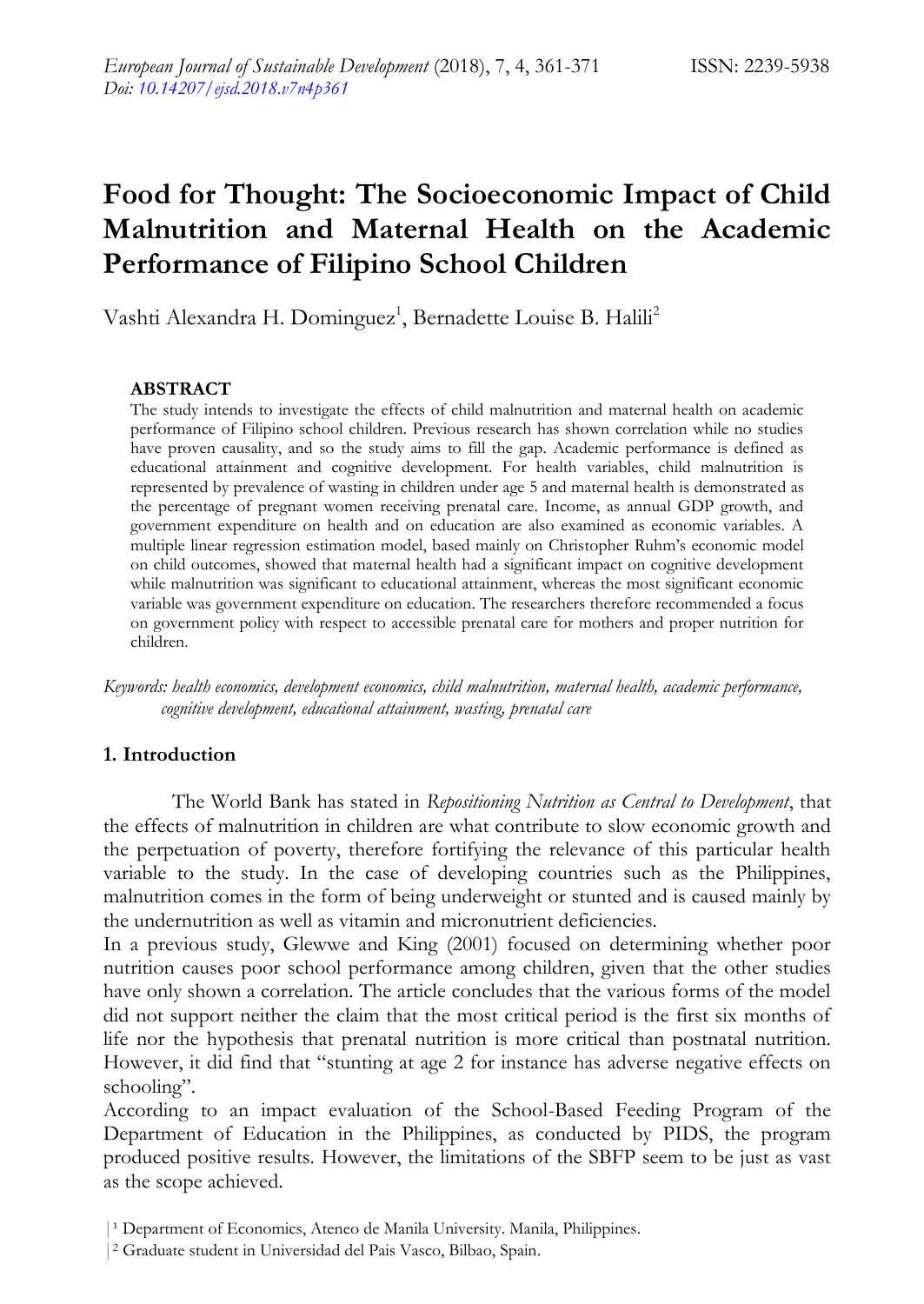# Food for Thought: The Socioeconomic Impact of Child Malnutrition and Maternal Health on the Academic Performance of Filipino School Children

Vashti Alexandra H. Dominguez[1], Bernadette Louise B. Halili[2]

## ABSTRACT

The study intends to investigate the effects of child malnutrition and maternal health on academic performance of Filipino school children. Previous research has shown correlation while no studies have proven causality, and so the study aims to fill the gap. Academic performance is defined as educational attainment and cognitive development. For health variables, child malnutrition is represented by prevalence of wasting in children under age 5 and maternal health is demonstrated as the percentage of pregnant women receiving prenatal care. Income, as annual GDP growth, and government expenditure on health and on education are also examined as economic variables. A multiple linear regression estimation model, based mainly on Christopher Ruhm's economic model on child outcomes, showed that maternal health had a significant impact on cognitive development while malnutrition was significant to educational attainment, whereas the most significant economic variable was government expenditure on education. The researchers therefore recommended a focus on government policy with respect to accessible prenatal care for mothers and proper nutrition for children.

*Keywords: health economics, development economics, child malnutrition, maternal health, academic performance, cognitive development, educational attainment, wasting, prenatal care*

## 1. Introduction

The World Bank has stated in *Repositioning Nutrition as Central to Development*, that the effects of malnutrition in children are what contribute to slow economic growth and the perpetuation of poverty, therefore fortifying the relevance of this particular health variable to the study. In the case of developing countries such as the Philippines, malnutrition comes in the form of being underweight or stunted and is caused mainly by the undernutrition as well as vitamin and micronutrient deficiencies.

In a previous study, Glewwe and King (2001) focused on determining whether poor nutrition causes poor school performance among children, given that the other studies have only shown a correlation. The article concludes that the various forms of the model did not support neither the claim that the most critical period is the first six months of life nor the hypothesis that prenatal nutrition is more critical than postnatal nutrition. However, it did find that "stunting at age 2 for instance has adverse negative effects on schooling".

According to an impact evaluation of the School-Based Feeding Program of the Department of Education in the Philippines, as conducted by PIDS, the program produced positive results. However, the limitations of the SBFP seem to be just as vast as the scope achieved.

[1] Department of Economics, Ateneo de Manila University. Manila, Philippines.

[2] Graduate student in Universidad del Pais Vasco, Bilbao, Spain.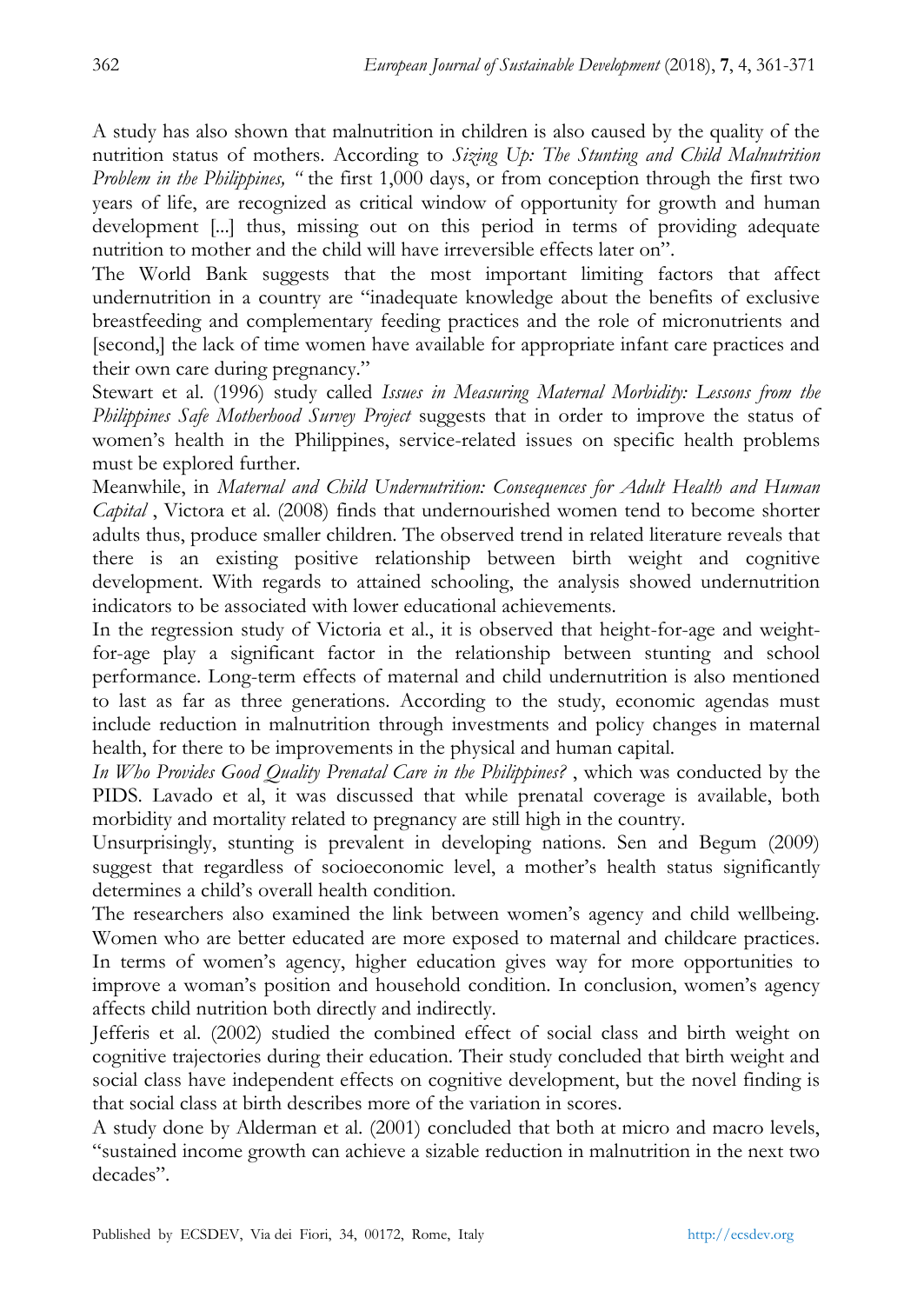A study has also shown that malnutrition in children is also caused by the quality of the nutrition status of mothers. According to *Sizing Up: The Stunting and Child Malnutrition Problem in the Philippines, "* the first 1,000 days, or from conception through the first two years of life, are recognized as critical window of opportunity for growth and human development [...] thus, missing out on this period in terms of providing adequate nutrition to mother and the child will have irreversible effects later on".

The World Bank suggests that the most important limiting factors that affect undernutrition in a country are "inadequate knowledge about the benefits of exclusive breastfeeding and complementary feeding practices and the role of micronutrients and [second,] the lack of time women have available for appropriate infant care practices and their own care during pregnancy."

Stewart et al. (1996) study called *Issues in Measuring Maternal Morbidity: Lessons from the Philippines Safe Motherhood Survey Project* suggests that in order to improve the status of women's health in the Philippines, service-related issues on specific health problems must be explored further.

Meanwhile, in *Maternal and Child Undernutrition: Consequences for Adult Health and Human Capital* , Victora et al. (2008) finds that undernourished women tend to become shorter adults thus, produce smaller children. The observed trend in related literature reveals that there is an existing positive relationship between birth weight and cognitive development. With regards to attained schooling, the analysis showed undernutrition indicators to be associated with lower educational achievements.

In the regression study of Victoria et al., it is observed that height-for-age and weight-for-age play a significant factor in the relationship between stunting and school performance. Long-term effects of maternal and child undernutrition is also mentioned to last as far as three generations. According to the study, economic agendas must include reduction in malnutrition through investments and policy changes in maternal health, for there to be improvements in the physical and human capital.

*In Who Provides Good Quality Prenatal Care in the Philippines?* , which was conducted by the PIDS. Lavado et al, it was discussed that while prenatal coverage is available, both morbidity and mortality related to pregnancy are still high in the country.

Unsurprisingly, stunting is prevalent in developing nations. Sen and Begum (2009) suggest that regardless of socioeconomic level, a mother's health status significantly determines a child's overall health condition.

The researchers also examined the link between women's agency and child wellbeing. Women who are better educated are more exposed to maternal and childcare practices. In terms of women's agency, higher education gives way for more opportunities to improve a woman's position and household condition. In conclusion, women's agency affects child nutrition both directly and indirectly.

Jefferis et al. (2002) studied the combined effect of social class and birth weight on cognitive trajectories during their education. Their study concluded that birth weight and social class have independent effects on cognitive development, but the novel finding is that social class at birth describes more of the variation in scores.

A study done by Alderman et al. (2001) concluded that both at micro and macro levels, "sustained income growth can achieve a sizable reduction in malnutrition in the next two decades".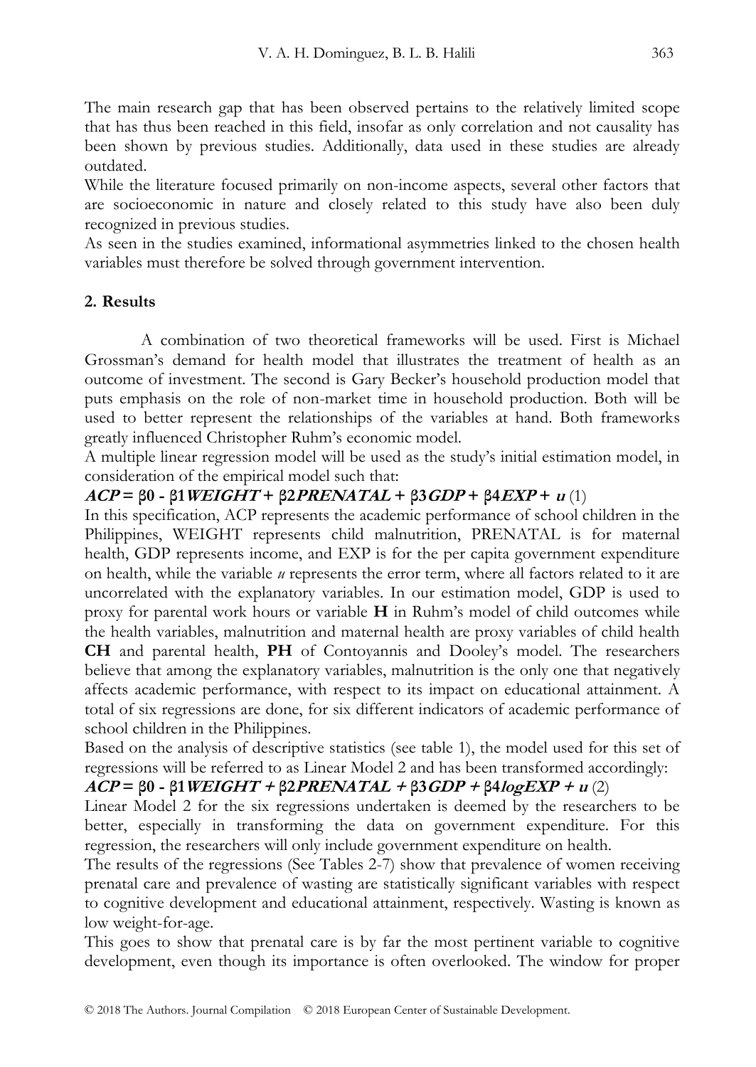The main research gap that has been observed pertains to the relatively limited scope that has thus been reached in this field, insofar as only correlation and not causality has been shown by previous studies. Additionally, data used in these studies are already outdated.

While the literature focused primarily on non-income aspects, several other factors that are socioeconomic in nature and closely related to this study have also been duly recognized in previous studies.

As seen in the studies examined, informational asymmetries linked to the chosen health variables must therefore be solved through government intervention.

## 2. Results

A combination of two theoretical frameworks will be used. First is Michael Grossman's demand for health model that illustrates the treatment of health as an outcome of investment. The second is Gary Becker's household production model that puts emphasis on the role of non-market time in household production. Both will be used to better represent the relationships of the variables at hand. Both frameworks greatly influenced Christopher Ruhm's economic model.

A multiple linear regression model will be used as the study's initial estimation model, in consideration of the empirical model such that:

$$ACP = \beta 0 - \beta 1 WEIGHT + \beta 2 PRENATAL + \beta 3 GDP + \beta 4 EXP + u \quad (1)$$

In this specification, ACP represents the academic performance of school children in the Philippines, WEIGHT represents child malnutrition, PRENATAL is for maternal health, GDP represents income, and EXP is for the per capita government expenditure on health, while the variable *u* represents the error term, where all factors related to it are uncorrelated with the explanatory variables. In our estimation model, GDP is used to proxy for parental work hours or variable **H** in Ruhm's model of child outcomes while the health variables, malnutrition and maternal health are proxy variables of child health **CH** and parental health, **PH** of Contoyannis and Dooley's model. The researchers believe that among the explanatory variables, malnutrition is the only one that negatively affects academic performance, with respect to its impact on educational attainment. A total of six regressions are done, for six different indicators of academic performance of school children in the Philippines.

Based on the analysis of descriptive statistics (see table 1), the model used for this set of regressions will be referred to as Linear Model 2 and has been transformed accordingly:

$$ACP = \beta 0 - \beta 1 WEIGHT + \beta 2 PRENATAL + \beta 3 GDP + \beta 4 logEXP + u \quad (2)$$

Linear Model 2 for the six regressions undertaken is deemed by the researchers to be better, especially in transforming the data on government expenditure. For this regression, the researchers will only include government expenditure on health.

The results of the regressions (See Tables 2-7) show that prevalence of women receiving prenatal care and prevalence of wasting are statistically significant variables with respect to cognitive development and educational attainment, respectively. Wasting is known as low weight-for-age.

This goes to show that prenatal care is by far the most pertinent variable to cognitive development, even though its importance is often overlooked. The window for proper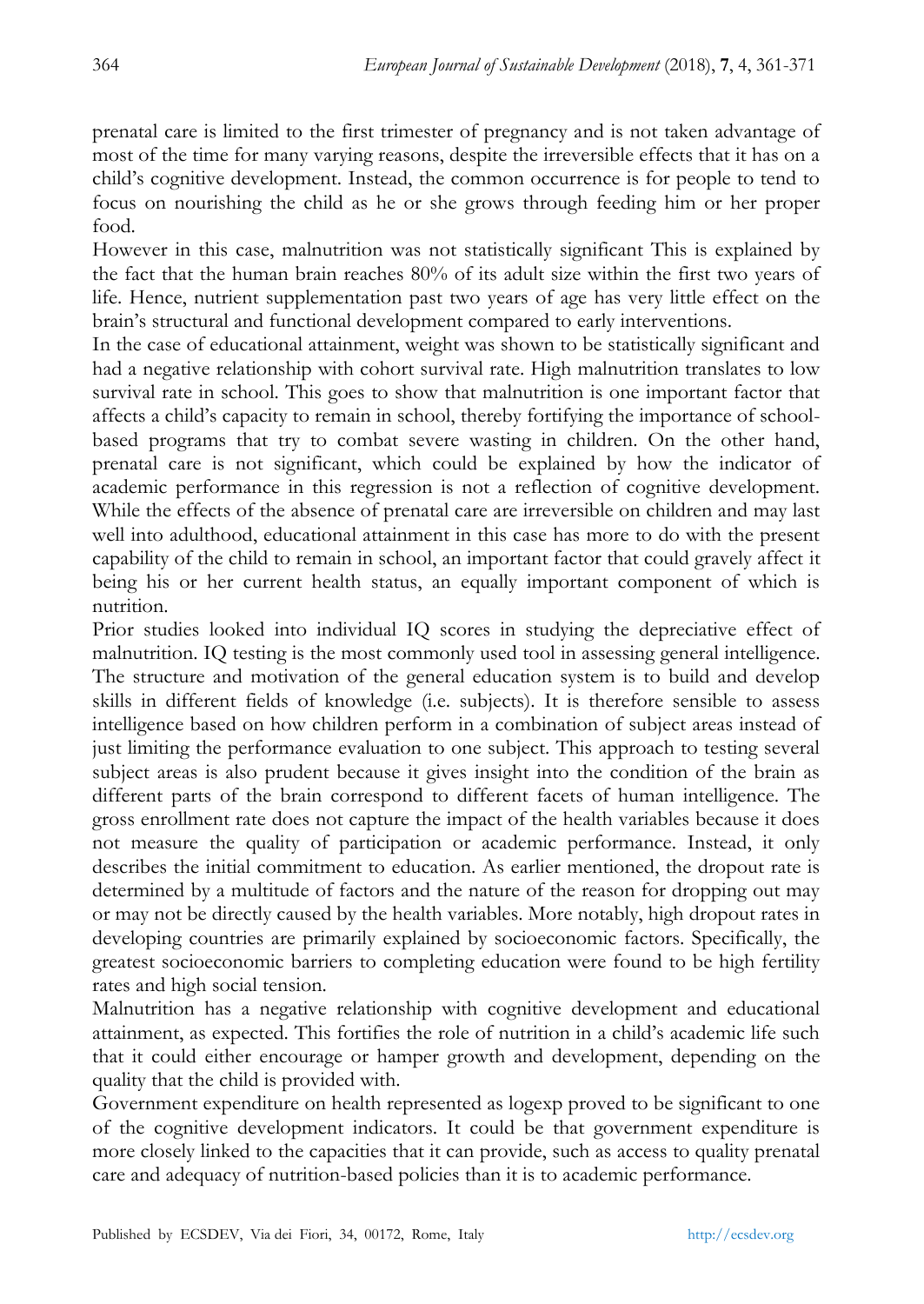prenatal care is limited to the first trimester of pregnancy and is not taken advantage of most of the time for many varying reasons, despite the irreversible effects that it has on a child's cognitive development. Instead, the common occurrence is for people to tend to focus on nourishing the child as he or she grows through feeding him or her proper food.

However in this case, malnutrition was not statistically significant This is explained by the fact that the human brain reaches 80% of its adult size within the first two years of life. Hence, nutrient supplementation past two years of age has very little effect on the brain's structural and functional development compared to early interventions.

In the case of educational attainment, weight was shown to be statistically significant and had a negative relationship with cohort survival rate. High malnutrition translates to low survival rate in school. This goes to show that malnutrition is one important factor that affects a child's capacity to remain in school, thereby fortifying the importance of school-based programs that try to combat severe wasting in children. On the other hand, prenatal care is not significant, which could be explained by how the indicator of academic performance in this regression is not a reflection of cognitive development. While the effects of the absence of prenatal care are irreversible on children and may last well into adulthood, educational attainment in this case has more to do with the present capability of the child to remain in school, an important factor that could gravely affect it being his or her current health status, an equally important component of which is nutrition.

Prior studies looked into individual IQ scores in studying the depreciative effect of malnutrition. IQ testing is the most commonly used tool in assessing general intelligence. The structure and motivation of the general education system is to build and develop skills in different fields of knowledge (i.e. subjects). It is therefore sensible to assess intelligence based on how children perform in a combination of subject areas instead of just limiting the performance evaluation to one subject. This approach to testing several subject areas is also prudent because it gives insight into the condition of the brain as different parts of the brain correspond to different facets of human intelligence. The gross enrollment rate does not capture the impact of the health variables because it does not measure the quality of participation or academic performance. Instead, it only describes the initial commitment to education. As earlier mentioned, the dropout rate is determined by a multitude of factors and the nature of the reason for dropping out may or may not be directly caused by the health variables. More notably, high dropout rates in developing countries are primarily explained by socioeconomic factors. Specifically, the greatest socioeconomic barriers to completing education were found to be high fertility rates and high social tension.

Malnutrition has a negative relationship with cognitive development and educational attainment, as expected. This fortifies the role of nutrition in a child's academic life such that it could either encourage or hamper growth and development, depending on the quality that the child is provided with.

Government expenditure on health represented as logexp proved to be significant to one of the cognitive development indicators. It could be that government expenditure is more closely linked to the capacities that it can provide, such as access to quality prenatal care and adequacy of nutrition-based policies than it is to academic performance.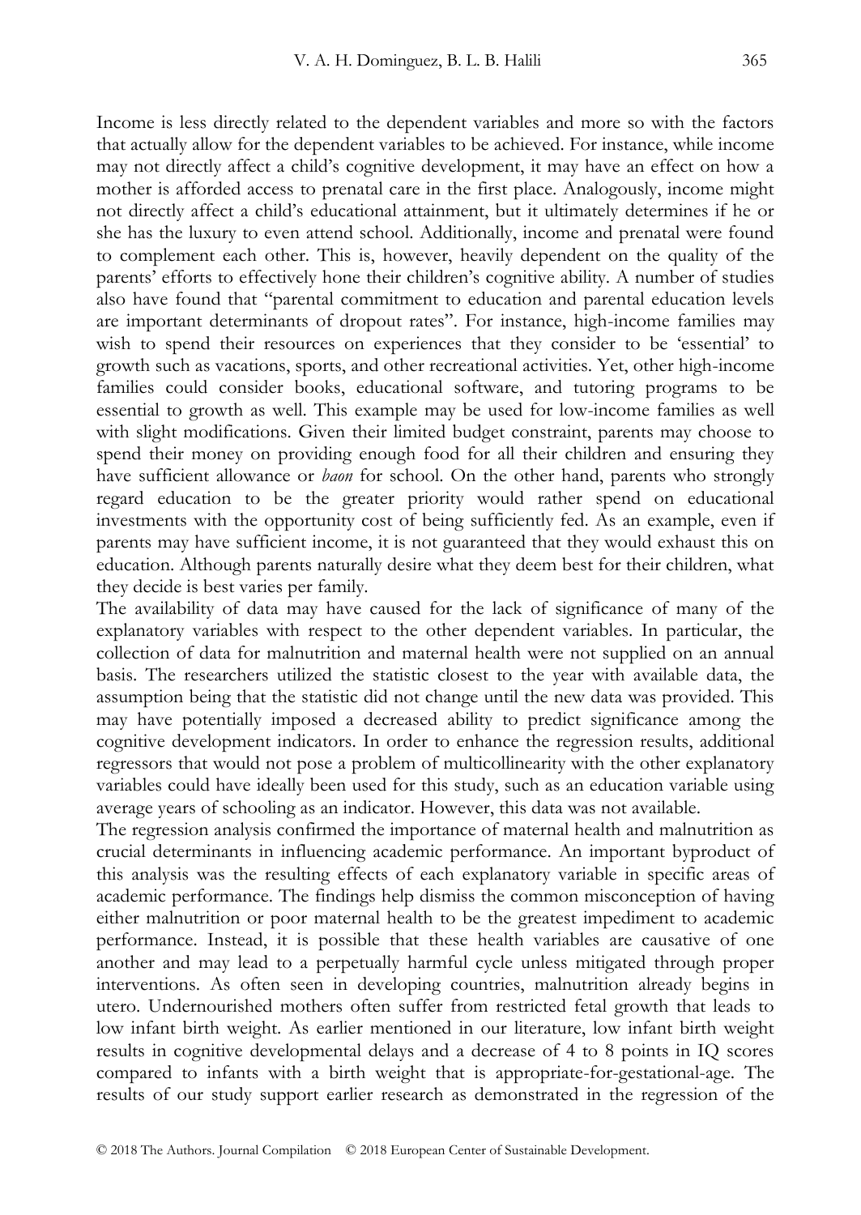Income is less directly related to the dependent variables and more so with the factors that actually allow for the dependent variables to be achieved. For instance, while income may not directly affect a child's cognitive development, it may have an effect on how a mother is afforded access to prenatal care in the first place. Analogously, income might not directly affect a child's educational attainment, but it ultimately determines if he or she has the luxury to even attend school. Additionally, income and prenatal were found to complement each other. This is, however, heavily dependent on the quality of the parents' efforts to effectively hone their children's cognitive ability. A number of studies also have found that "parental commitment to education and parental education levels are important determinants of dropout rates". For instance, high-income families may wish to spend their resources on experiences that they consider to be 'essential' to growth such as vacations, sports, and other recreational activities. Yet, other high-income families could consider books, educational software, and tutoring programs to be essential to growth as well. This example may be used for low-income families as well with slight modifications. Given their limited budget constraint, parents may choose to spend their money on providing enough food for all their children and ensuring they have sufficient allowance or *baon* for school. On the other hand, parents who strongly regard education to be the greater priority would rather spend on educational investments with the opportunity cost of being sufficiently fed. As an example, even if parents may have sufficient income, it is not guaranteed that they would exhaust this on education. Although parents naturally desire what they deem best for their children, what they decide is best varies per family.

The availability of data may have caused for the lack of significance of many of the explanatory variables with respect to the other dependent variables. In particular, the collection of data for malnutrition and maternal health were not supplied on an annual basis. The researchers utilized the statistic closest to the year with available data, the assumption being that the statistic did not change until the new data was provided. This may have potentially imposed a decreased ability to predict significance among the cognitive development indicators. In order to enhance the regression results, additional regressors that would not pose a problem of multicollinearity with the other explanatory variables could have ideally been used for this study, such as an education variable using average years of schooling as an indicator. However, this data was not available.

The regression analysis confirmed the importance of maternal health and malnutrition as crucial determinants in influencing academic performance. An important byproduct of this analysis was the resulting effects of each explanatory variable in specific areas of academic performance. The findings help dismiss the common misconception of having either malnutrition or poor maternal health to be the greatest impediment to academic performance. Instead, it is possible that these health variables are causative of one another and may lead to a perpetually harmful cycle unless mitigated through proper interventions. As often seen in developing countries, malnutrition already begins in utero. Undernourished mothers often suffer from restricted fetal growth that leads to low infant birth weight. As earlier mentioned in our literature, low infant birth weight results in cognitive developmental delays and a decrease of 4 to 8 points in IQ scores compared to infants with a birth weight that is appropriate-for-gestational-age. The results of our study support earlier research as demonstrated in the regression of the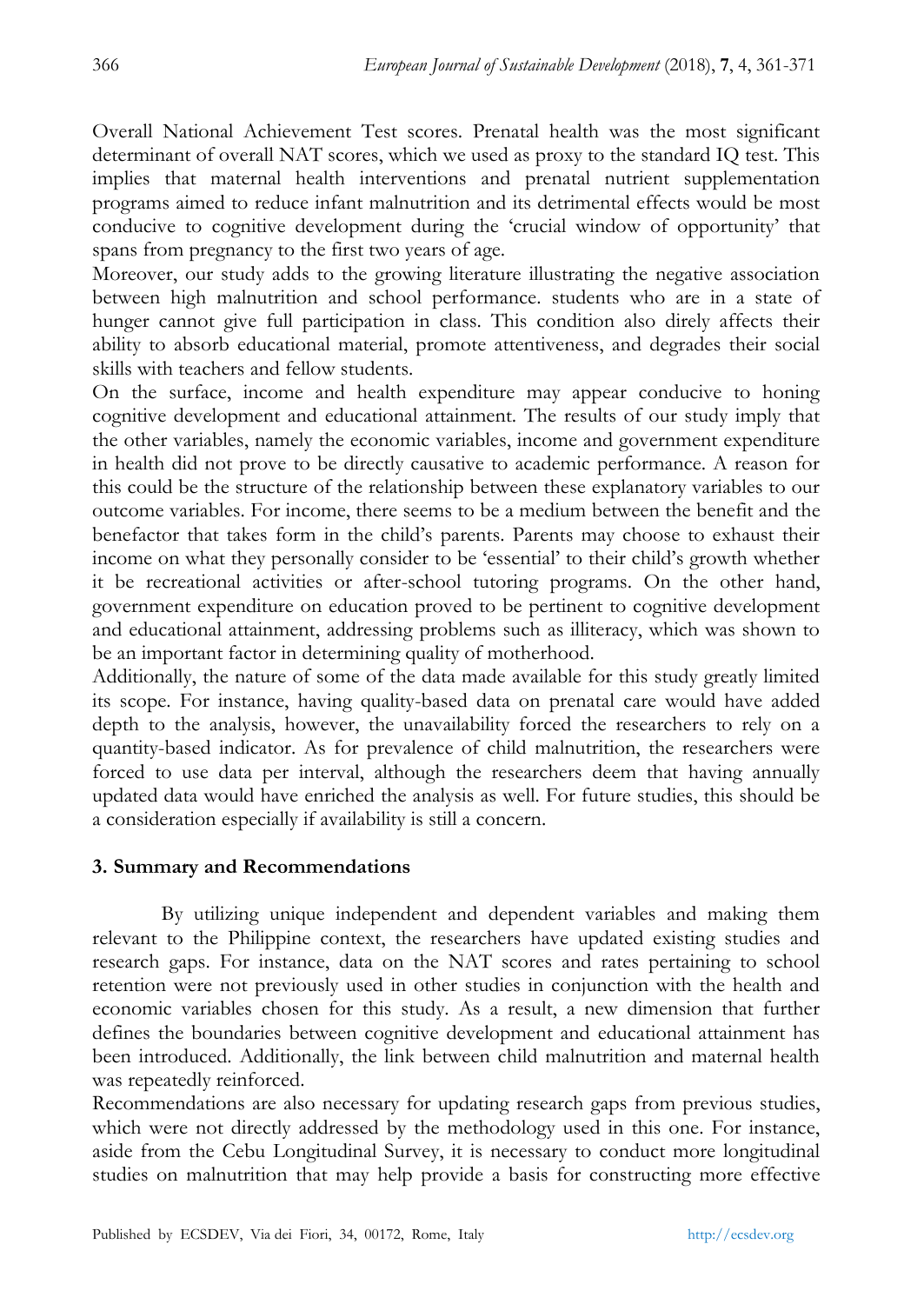Overall National Achievement Test scores. Prenatal health was the most significant determinant of overall NAT scores, which we used as proxy to the standard IQ test. This implies that maternal health interventions and prenatal nutrient supplementation programs aimed to reduce infant malnutrition and its detrimental effects would be most conducive to cognitive development during the 'crucial window of opportunity' that spans from pregnancy to the first two years of age.

Moreover, our study adds to the growing literature illustrating the negative association between high malnutrition and school performance. students who are in a state of hunger cannot give full participation in class. This condition also direly affects their ability to absorb educational material, promote attentiveness, and degrades their social skills with teachers and fellow students.

On the surface, income and health expenditure may appear conducive to honing cognitive development and educational attainment. The results of our study imply that the other variables, namely the economic variables, income and government expenditure in health did not prove to be directly causative to academic performance. A reason for this could be the structure of the relationship between these explanatory variables to our outcome variables. For income, there seems to be a medium between the benefit and the benefactor that takes form in the child's parents. Parents may choose to exhaust their income on what they personally consider to be 'essential' to their child's growth whether it be recreational activities or after-school tutoring programs. On the other hand, government expenditure on education proved to be pertinent to cognitive development and educational attainment, addressing problems such as illiteracy, which was shown to be an important factor in determining quality of motherhood.

Additionally, the nature of some of the data made available for this study greatly limited its scope. For instance, having quality-based data on prenatal care would have added depth to the analysis, however, the unavailability forced the researchers to rely on a quantity-based indicator. As for prevalence of child malnutrition, the researchers were forced to use data per interval, although the researchers deem that having annually updated data would have enriched the analysis as well. For future studies, this should be a consideration especially if availability is still a concern.

## 3. Summary and Recommendations

By utilizing unique independent and dependent variables and making them relevant to the Philippine context, the researchers have updated existing studies and research gaps. For instance, data on the NAT scores and rates pertaining to school retention were not previously used in other studies in conjunction with the health and economic variables chosen for this study. As a result, a new dimension that further defines the boundaries between cognitive development and educational attainment has been introduced. Additionally, the link between child malnutrition and maternal health was repeatedly reinforced.

Recommendations are also necessary for updating research gaps from previous studies, which were not directly addressed by the methodology used in this one. For instance, aside from the Cebu Longitudinal Survey, it is necessary to conduct more longitudinal studies on malnutrition that may help provide a basis for constructing more effective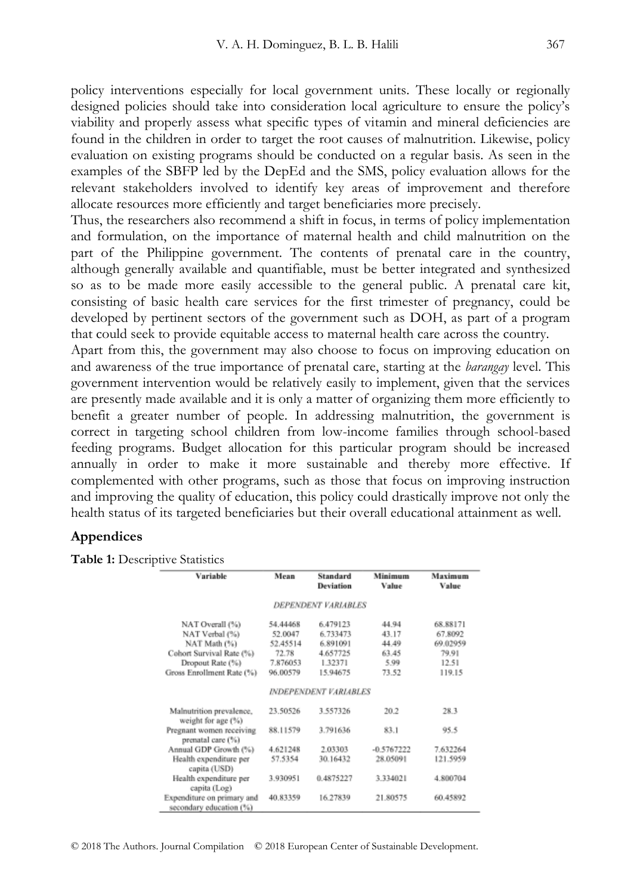policy interventions especially for local government units. These locally or regionally designed policies should take into consideration local agriculture to ensure the policy's viability and properly assess what specific types of vitamin and mineral deficiencies are found in the children in order to target the root causes of malnutrition. Likewise, policy evaluation on existing programs should be conducted on a regular basis. As seen in the examples of the SBFP led by the DepEd and the SMS, policy evaluation allows for the relevant stakeholders involved to identify key areas of improvement and therefore allocate resources more efficiently and target beneficiaries more precisely.

Thus, the researchers also recommend a shift in focus, in terms of policy implementation and formulation, on the importance of maternal health and child malnutrition on the part of the Philippine government. The contents of prenatal care in the country, although generally available and quantifiable, must be better integrated and synthesized so as to be made more easily accessible to the general public. A prenatal care kit, consisting of basic health care services for the first trimester of pregnancy, could be developed by pertinent sectors of the government such as DOH, as part of a program that could seek to provide equitable access to maternal health care across the country.

Apart from this, the government may also choose to focus on improving education on and awareness of the true importance of prenatal care, starting at the *barangay* level. This government intervention would be relatively easily to implement, given that the services are presently made available and it is only a matter of organizing them more efficiently to benefit a greater number of people. In addressing malnutrition, the government is correct in targeting school children from low-income families through school-based feeding programs. Budget allocation for this particular program should be increased annually in order to make it more sustainable and thereby more effective. If complemented with other programs, such as those that focus on improving instruction and improving the quality of education, this policy could drastically improve not only the health status of its targeted beneficiaries but their overall educational attainment as well.

## Appendices

**Table 1:** Descriptive Statistics

| Variable | Mean | Standard Deviation | Minimum Value | Maximum Value |
|---|---|---|---|---|
| *DEPENDENT VARIABLES* | | | | |
| NAT Overall (%) | 54.44468 | 6.479123 | 44.94 | 68.88171 |
| NAT Verbal (%) | 52.0047 | 6.733473 | 43.17 | 67.8092 |
| NAT Math (%) | 52.45514 | 6.891091 | 44.49 | 69.02959 |
| Cohort Survival Rate (%) | 72.78 | 4.657725 | 63.45 | 79.91 |
| Dropout Rate (%) | 7.876053 | 1.32371 | 5.99 | 12.51 |
| Gross Enrollment Rate (%) | 96.00579 | 15.94675 | 73.52 | 119.15 |
| *INDEPENDENT VARIABLES* | | | | |
| Malnutrition prevalence, weight for age (%) | 23.50526 | 3.557326 | 20.2 | 28.3 |
| Pregnant women receiving prenatal care (%) | 88.11579 | 3.791636 | 83.1 | 95.5 |
| Annual GDP Growth (%) | 4.621248 | 2.03303 | -0.5767222 | 7.632264 |
| Health expenditure per capita (USD) | 57.5354 | 30.16432 | 28.05091 | 121.5959 |
| Health expenditure per capita (Log) | 3.930951 | 0.4875227 | 3.334021 | 4.800704 |
| Expenditure on primary and secondary education (%) | 40.83359 | 16.27839 | 21.80575 | 60.45892 |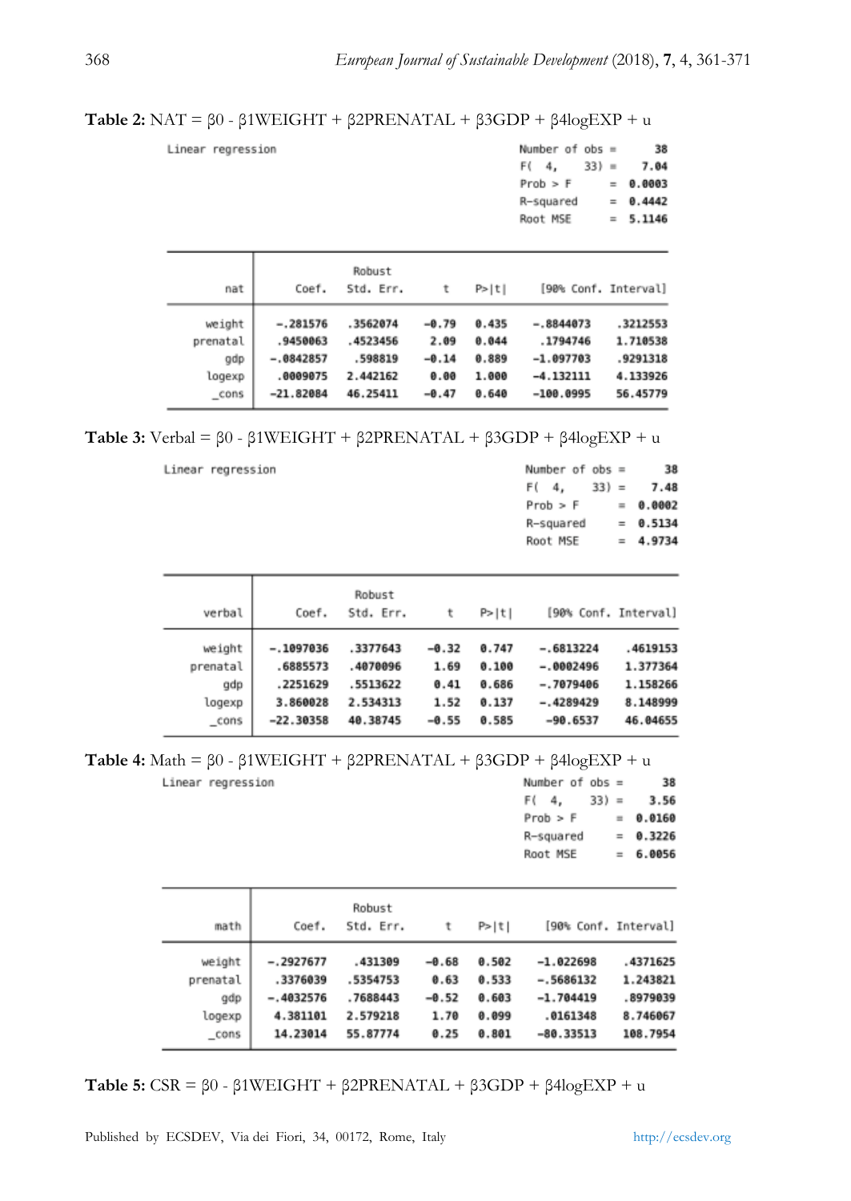**Table 2:** NAT = $\beta 0$ - $\beta 1$WEIGHT + $\beta 2$PRENATAL + $\beta 3$GDP + $\beta 4$logEXP + u

Linear regression

| | |
|---|---|
| Number of obs | = 38 |
| F( 4, 33) | = 7.04 |
| Prob > F | = 0.0003 |
| R-squared | = 0.4442 |
| Root MSE | = 5.1146 |

| nat | Coef. | Robust Std. Err. | t | P>\|t\| | [90% Conf. | Interval] |
|---|---|---|---|---|---|---|
| weight | -.281576 | .3562074 | -0.79 | 0.435 | -.8844073 | .3212553 |
| prenatal | .9450063 | .4523456 | 2.09 | 0.044 | .1794746 | 1.710538 |
| gdp | -.0842857 | .598819 | -0.14 | 0.889 | -1.097703 | .9291318 |
| logexp | .0009075 | 2.442162 | 0.00 | 1.000 | -4.132111 | 4.133926 |
| _cons | -21.82084 | 46.25411 | -0.47 | 0.640 | -100.0995 | 56.45779 |

**Table 3:** Verbal = $\beta 0$ - $\beta 1$WEIGHT + $\beta 2$PRENATAL + $\beta 3$GDP + $\beta 4$logEXP + u

Linear regression

| | |
|---|---|
| Number of obs | = 38 |
| F( 4, 33) | = 7.48 |
| Prob > F | = 0.0002 |
| R-squared | = 0.5134 |
| Root MSE | = 4.9734 |

| verbal | Coef. | Robust Std. Err. | t | P>\|t\| | [90% Conf. | Interval] |
|---|---|---|---|---|---|---|
| weight | -.1097036 | .3377643 | -0.32 | 0.747 | -.6813224 | .4619153 |
| prenatal | .6885573 | .4070096 | 1.69 | 0.100 | -.0002496 | 1.377364 |
| gdp | .2251629 | .5513622 | 0.41 | 0.686 | -.7079406 | 1.158266 |
| logexp | 3.860028 | 2.534313 | 1.52 | 0.137 | -.4289429 | 8.148999 |
| _cons | -22.30358 | 40.38745 | -0.55 | 0.585 | -90.6537 | 46.04655 |

**Table 4:** Math = $\beta 0$ - $\beta 1$WEIGHT + $\beta 2$PRENATAL + $\beta 3$GDP + $\beta 4$logEXP + u

Linear regression

| | |
|---|---|
| Number of obs | = 38 |
| F( 4, 33) | = 3.56 |
| Prob > F | = 0.0160 |
| R-squared | = 0.3226 |
| Root MSE | = 6.0056 |

| math | Coef. | Robust Std. Err. | t | P>\|t\| | [90% Conf. | Interval] |
|---|---|---|---|---|---|---|
| weight | -.2927677 | .431309 | -0.68 | 0.502 | -1.022698 | .4371625 |
| prenatal | .3376039 | .5354753 | 0.63 | 0.533 | -.5686132 | 1.243821 |
| gdp | -.4032576 | .7688443 | -0.52 | 0.603 | -1.704419 | .8979039 |
| logexp | 4.381101 | 2.579218 | 1.70 | 0.099 | .0161348 | 8.746067 |
| _cons | 14.23014 | 55.87774 | 0.25 | 0.801 | -80.33513 | 108.7954 |

**Table 5:** CSR = $\beta 0$ - $\beta 1$WEIGHT + $\beta 2$PRENATAL + $\beta 3$GDP + $\beta 4$logEXP + u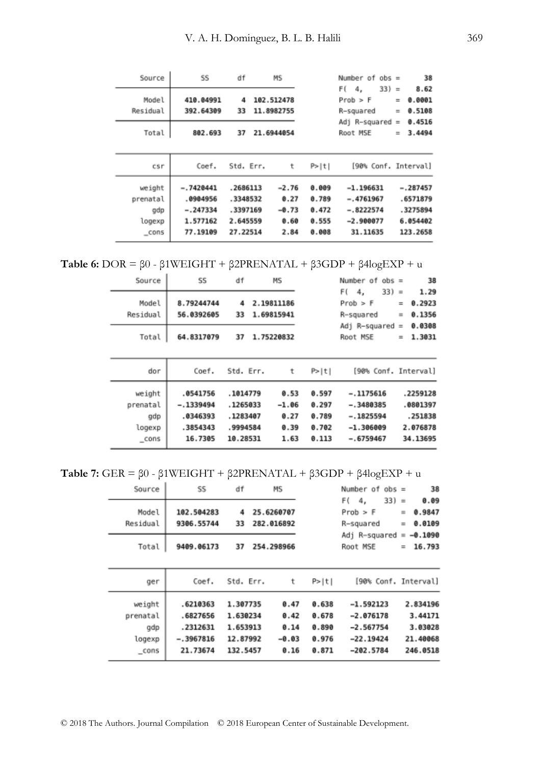| Source | SS | df | MS | | Number of obs = | 38 |
|---|---|---|---|---|---|---|
| | | | | | F( 4, 33) = | 8.62 |
| Model | 410.04991 | 4 | 102.512478 | | Prob > F = | 0.0001 |
| Residual | 392.64309 | 33 | 11.8982755 | | R-squared = | 0.5108 |
| | | | | | Adj R-squared = | 0.4516 |
| Total | 802.693 | 37 | 21.6944054 | | Root MSE = | 3.4494 |

| csr | Coef. | Std. Err. | t | P>\|t\| | [90% Conf. | Interval] |
|---|---|---|---|---|---|---|
| weight | -.7420441 | .2686113 | -2.76 | 0.009 | -1.196631 | -.287457 |
| prenatal | .0904956 | .3348532 | 0.27 | 0.789 | -.4761967 | .6571879 |
| gdp | -.247334 | .3397169 | -0.73 | 0.472 | -.8222574 | .3275894 |
| logexp | 1.577162 | 2.645559 | 0.60 | 0.555 | -2.900077 | 6.054402 |
| _cons | 77.19109 | 27.22514 | 2.84 | 0.008 | 31.11635 | 123.2658 |

**Table 6:** DOR = β0 - β1WEIGHT + β2PRENATAL + β3GDP + β4logEXP + u

| Source | SS | df | MS | | Number of obs = | 38 |
|---|---|---|---|---|---|---|
| | | | | | F( 4, 33) = | 1.29 |
| Model | 8.79244744 | 4 | 2.19811186 | | Prob > F = | 0.2923 |
| Residual | 56.0392605 | 33 | 1.69815941 | | R-squared = | 0.1356 |
| | | | | | Adj R-squared = | 0.0308 |
| Total | 64.8317079 | 37 | 1.75220832 | | Root MSE = | 1.3031 |

| dor | Coef. | Std. Err. | t | P>\|t\| | [90% Conf. | Interval] |
|---|---|---|---|---|---|---|
| weight | .0541756 | .1014779 | 0.53 | 0.597 | -.1175616 | .2259128 |
| prenatal | -.1339494 | .1265033 | -1.06 | 0.297 | -.3480385 | .0801397 |
| gdp | .0346393 | .1283407 | 0.27 | 0.789 | -.1825594 | .251838 |
| logexp | .3854343 | .9994584 | 0.39 | 0.702 | -1.306009 | 2.076878 |
| _cons | 16.7305 | 10.28531 | 1.63 | 0.113 | -.6759467 | 34.13695 |

**Table 7:** GER = β0 - β1WEIGHT + β2PRENATAL + β3GDP + β4logEXP + u

| Source | SS | df | MS | | Number of obs = | 38 |
|---|---|---|---|---|---|---|
| | | | | | F( 4, 33) = | 0.09 |
| Model | 102.504283 | 4 | 25.6260707 | | Prob > F = | 0.9847 |
| Residual | 9306.55744 | 33 | 282.016892 | | R-squared = | 0.0109 |
| | | | | | Adj R-squared = | -0.1090 |
| Total | 9409.06173 | 37 | 254.298966 | | Root MSE = | 16.793 |

| ger | Coef. | Std. Err. | t | P>\|t\| | [90% Conf. | Interval] |
|---|---|---|---|---|---|---|
| weight | .6210363 | 1.307735 | 0.47 | 0.638 | -1.592123 | 2.834196 |
| prenatal | .6827656 | 1.630234 | 0.42 | 0.678 | -2.076178 | 3.44171 |
| gdp | .2312631 | 1.653913 | 0.14 | 0.890 | -2.567754 | 3.03028 |
| logexp | -.3967816 | 12.87992 | -0.03 | 0.976 | -22.19424 | 21.40068 |
| _cons | 21.73674 | 132.5457 | 0.16 | 0.871 | -202.5784 | 246.0518 |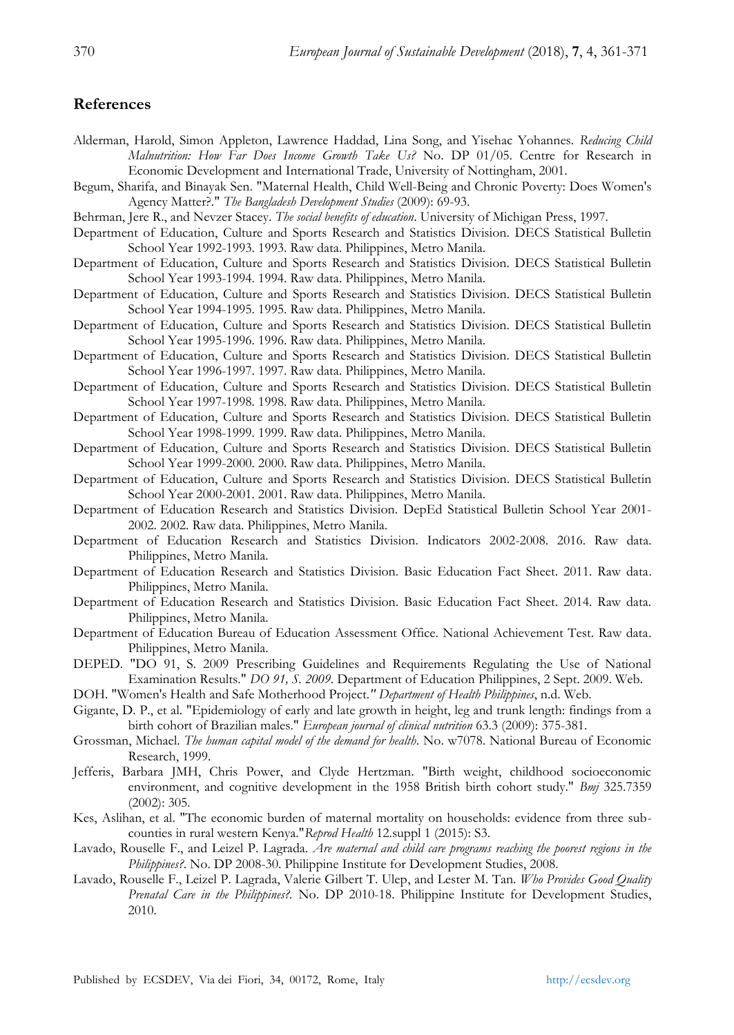## References

Alderman, Harold, Simon Appleton, Lawrence Haddad, Lina Song, and Yisehac Yohannes. *Reducing Child Malnutrition: How Far Does Income Growth Take Us?* No. DP 01/05. Centre for Research in Economic Development and International Trade, University of Nottingham, 2001.

Begum, Sharifa, and Binayak Sen. "Maternal Health, Child Well-Being and Chronic Poverty: Does Women's Agency Matter?." *The Bangladesh Development Studies* (2009): 69-93.

Behrman, Jere R., and Nevzer Stacey. *The social benefits of education*. University of Michigan Press, 1997.

Department of Education, Culture and Sports Research and Statistics Division. DECS Statistical Bulletin School Year 1992-1993. 1993. Raw data. Philippines, Metro Manila.

Department of Education, Culture and Sports Research and Statistics Division. DECS Statistical Bulletin School Year 1993-1994. 1994. Raw data. Philippines, Metro Manila.

Department of Education, Culture and Sports Research and Statistics Division. DECS Statistical Bulletin School Year 1994-1995. 1995. Raw data. Philippines, Metro Manila.

Department of Education, Culture and Sports Research and Statistics Division. DECS Statistical Bulletin School Year 1995-1996. 1996. Raw data. Philippines, Metro Manila.

Department of Education, Culture and Sports Research and Statistics Division. DECS Statistical Bulletin School Year 1996-1997. 1997. Raw data. Philippines, Metro Manila.

Department of Education, Culture and Sports Research and Statistics Division. DECS Statistical Bulletin School Year 1997-1998. 1998. Raw data. Philippines, Metro Manila.

Department of Education, Culture and Sports Research and Statistics Division. DECS Statistical Bulletin School Year 1998-1999. 1999. Raw data. Philippines, Metro Manila.

Department of Education, Culture and Sports Research and Statistics Division. DECS Statistical Bulletin School Year 1999-2000. 2000. Raw data. Philippines, Metro Manila.

Department of Education, Culture and Sports Research and Statistics Division. DECS Statistical Bulletin School Year 2000-2001. 2001. Raw data. Philippines, Metro Manila.

Department of Education Research and Statistics Division. DepEd Statistical Bulletin School Year 2001-2002. 2002. Raw data. Philippines, Metro Manila.

Department of Education Research and Statistics Division. Indicators 2002-2008. 2016. Raw data. Philippines, Metro Manila.

Department of Education Research and Statistics Division. Basic Education Fact Sheet. 2011. Raw data. Philippines, Metro Manila.

Department of Education Research and Statistics Division. Basic Education Fact Sheet. 2014. Raw data. Philippines, Metro Manila.

Department of Education Bureau of Education Assessment Office. National Achievement Test. Raw data. Philippines, Metro Manila.

DEPED. "DO 91, S. 2009 Prescribing Guidelines and Requirements Regulating the Use of National Examination Results." *DO 91, S. 2009*. Department of Education Philippines, 2 Sept. 2009. Web.

DOH. "Women's Health and Safe Motherhood Project." *Department of Health Philippines*, n.d. Web.

Gigante, D. P., et al. "Epidemiology of early and late growth in height, leg and trunk length: findings from a birth cohort of Brazilian males." *European journal of clinical nutrition* 63.3 (2009): 375-381.

Grossman, Michael. *The human capital model of the demand for health*. No. w7078. National Bureau of Economic Research, 1999.

Jefferis, Barbara JMH, Chris Power, and Clyde Hertzman. "Birth weight, childhood socioeconomic environment, and cognitive development in the 1958 British birth cohort study." *Bmj* 325.7359 (2002): 305.

Kes, Aslihan, et al. "The economic burden of maternal mortality on households: evidence from three sub-counties in rural western Kenya."*Reprod Health* 12.suppl 1 (2015): S3.

Lavado, Rouselle F., and Leizel P. Lagrada. *Are maternal and child care programs reaching the poorest regions in the Philippines?*. No. DP 2008-30. Philippine Institute for Development Studies, 2008.

Lavado, Rouselle F., Leizel P. Lagrada, Valerie Gilbert T. Ulep, and Lester M. Tan. *Who Provides Good Quality Prenatal Care in the Philippines?*. No. DP 2010-18. Philippine Institute for Development Studies, 2010.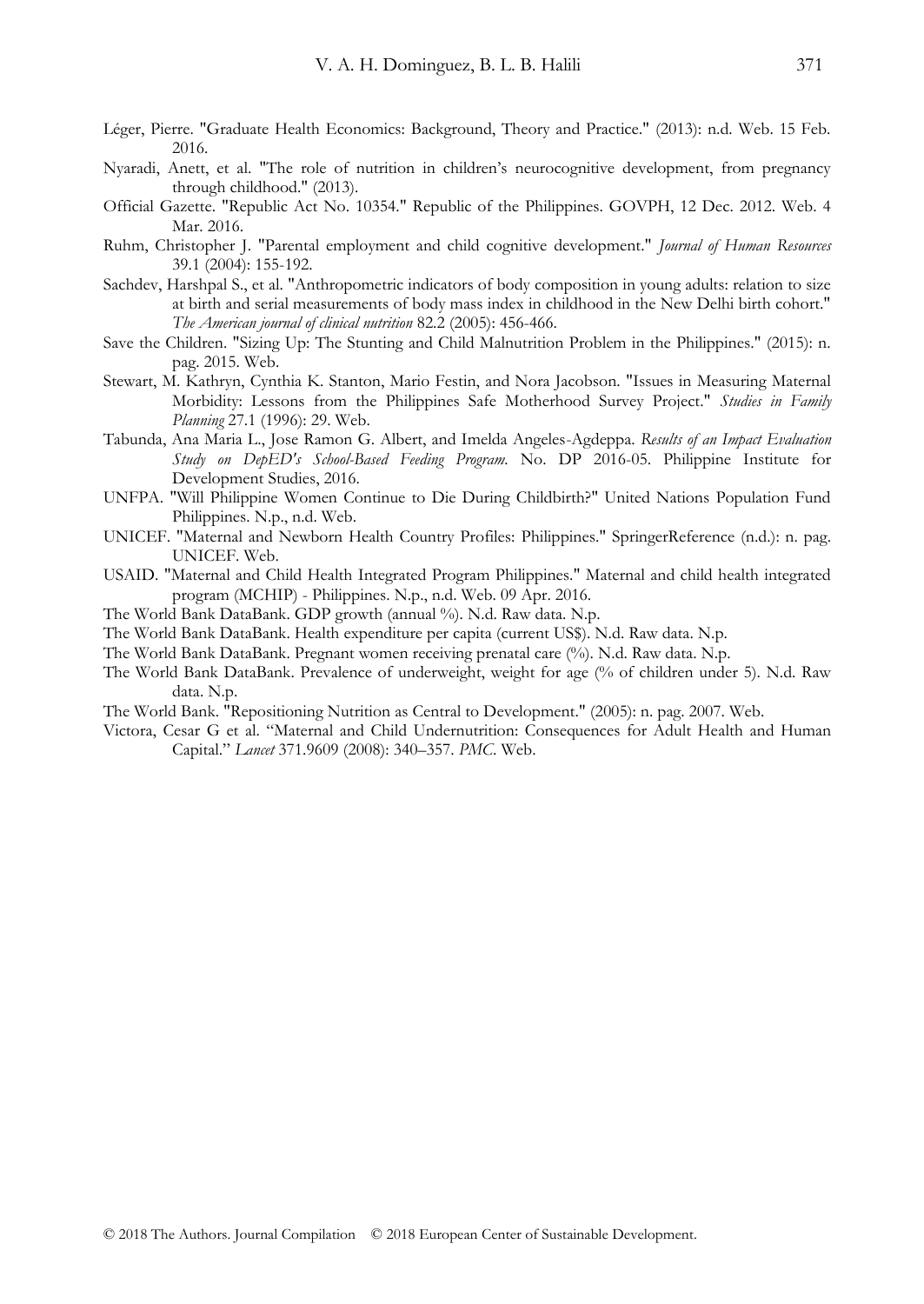Léger, Pierre. "Graduate Health Economics: Background, Theory and Practice." (2013): n.d. Web. 15 Feb. 2016.

Nyaradi, Anett, et al. "The role of nutrition in children's neurocognitive development, from pregnancy through childhood." (2013).

Official Gazette. "Republic Act No. 10354." Republic of the Philippines. GOVPH, 12 Dec. 2012. Web. 4 Mar. 2016.

Ruhm, Christopher J. "Parental employment and child cognitive development." *Journal of Human Resources* 39.1 (2004): 155-192.

Sachdev, Harshpal S., et al. "Anthropometric indicators of body composition in young adults: relation to size at birth and serial measurements of body mass index in childhood in the New Delhi birth cohort." *The American journal of clinical nutrition* 82.2 (2005): 456-466.

Save the Children. "Sizing Up: The Stunting and Child Malnutrition Problem in the Philippines." (2015): n. pag. 2015. Web.

Stewart, M. Kathryn, Cynthia K. Stanton, Mario Festin, and Nora Jacobson. "Issues in Measuring Maternal Morbidity: Lessons from the Philippines Safe Motherhood Survey Project." *Studies in Family Planning* 27.1 (1996): 29. Web.

Tabunda, Ana Maria L., Jose Ramon G. Albert, and Imelda Angeles-Agdeppa. *Results of an Impact Evaluation Study on DepED's School-Based Feeding Program.* No. DP 2016-05. Philippine Institute for Development Studies, 2016.

UNFPA. "Will Philippine Women Continue to Die During Childbirth?" United Nations Population Fund Philippines. N.p., n.d. Web.

UNICEF. "Maternal and Newborn Health Country Profiles: Philippines." SpringerReference (n.d.): n. pag. UNICEF. Web.

USAID. "Maternal and Child Health Integrated Program Philippines." Maternal and child health integrated program (MCHIP) - Philippines. N.p., n.d. Web. 09 Apr. 2016.

The World Bank DataBank. GDP growth (annual %). N.d. Raw data. N.p.

The World Bank DataBank. Health expenditure per capita (current US$). N.d. Raw data. N.p.

The World Bank DataBank. Pregnant women receiving prenatal care (%). N.d. Raw data. N.p.

The World Bank DataBank. Prevalence of underweight, weight for age (% of children under 5). N.d. Raw data. N.p.

The World Bank. "Repositioning Nutrition as Central to Development." (2005): n. pag. 2007. Web.

Victora, Cesar G et al. "Maternal and Child Undernutrition: Consequences for Adult Health and Human Capital." *Lancet* 371.9609 (2008): 340–357. *PMC*. Web.

© 2018 The Authors. Journal Compilation © 2018 European Center of Sustainable Development.